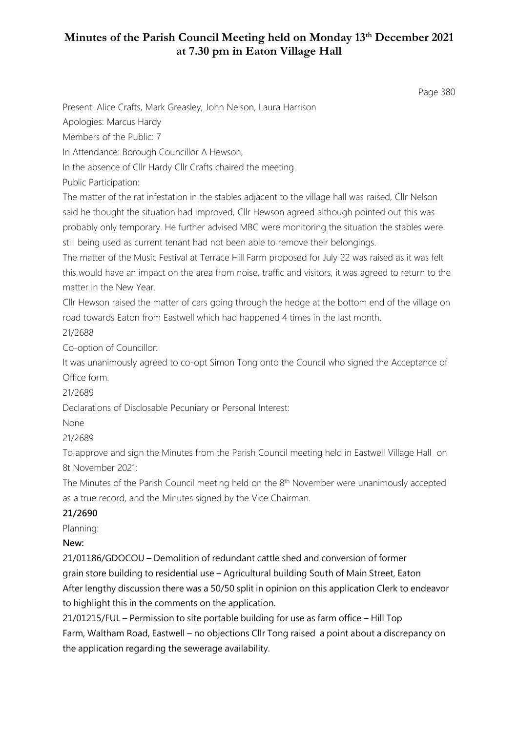# Minutes of the Parish Council Meeting held on Monday 13th December 2021 at 7.30 pm in Eaton Village Hall

Present: Alice Crafts, Mark Greasley, John Nelson, Laura Harrison

Apologies: Marcus Hardy

Members of the Public: 7

In Attendance: Borough Councillor A Hewson,

In the absence of Cllr Hardy Cllr Crafts chaired the meeting.

Public Participation:

The matter of the rat infestation in the stables adjacent to the village hall was raised, Cllr Nelson said he thought the situation had improved, Cllr Hewson agreed although pointed out this was probably only temporary. He further advised MBC were monitoring the situation the stables were still being used as current tenant had not been able to remove their belongings.

The matter of the Music Festival at Terrace Hill Farm proposed for July 22 was raised as it was felt this would have an impact on the area from noise, traffic and visitors, it was agreed to return to the matter in the New Year.

Cllr Hewson raised the matter of cars going through the hedge at the bottom end of the village on road towards Eaton from Eastwell which had happened 4 times in the last month.

21/2688

Co-option of Councillor:

It was unanimously agreed to co-opt Simon Tong onto the Council who signed the Acceptance of Office form.

21/2689

Declarations of Disclosable Pecuniary or Personal Interest:

None

21/2689

To approve and sign the Minutes from the Parish Council meeting held in Eastwell Village Hall on 8t November 2021:

The Minutes of the Parish Council meeting held on the 8th November were unanimously accepted as a true record, and the Minutes signed by the Vice Chairman.

**21/2690**

Planning:

**New:**

21/01186/GDOCOU – Demolition of redundant cattle shed and conversion of former grain store building to residential use – Agricultural building South of Main Street, Eaton

After lengthy discussion there was a 50/50 split in opinion on this application Clerk to endeavor to highlight this in the comments on the application.

21/01215/FUL – Permission to site portable building for use as farm office – Hill Top Farm, Waltham Road, Eastwell – no objections Cllr Tong raised a point about a discrepancy on the application regarding the sewerage availability.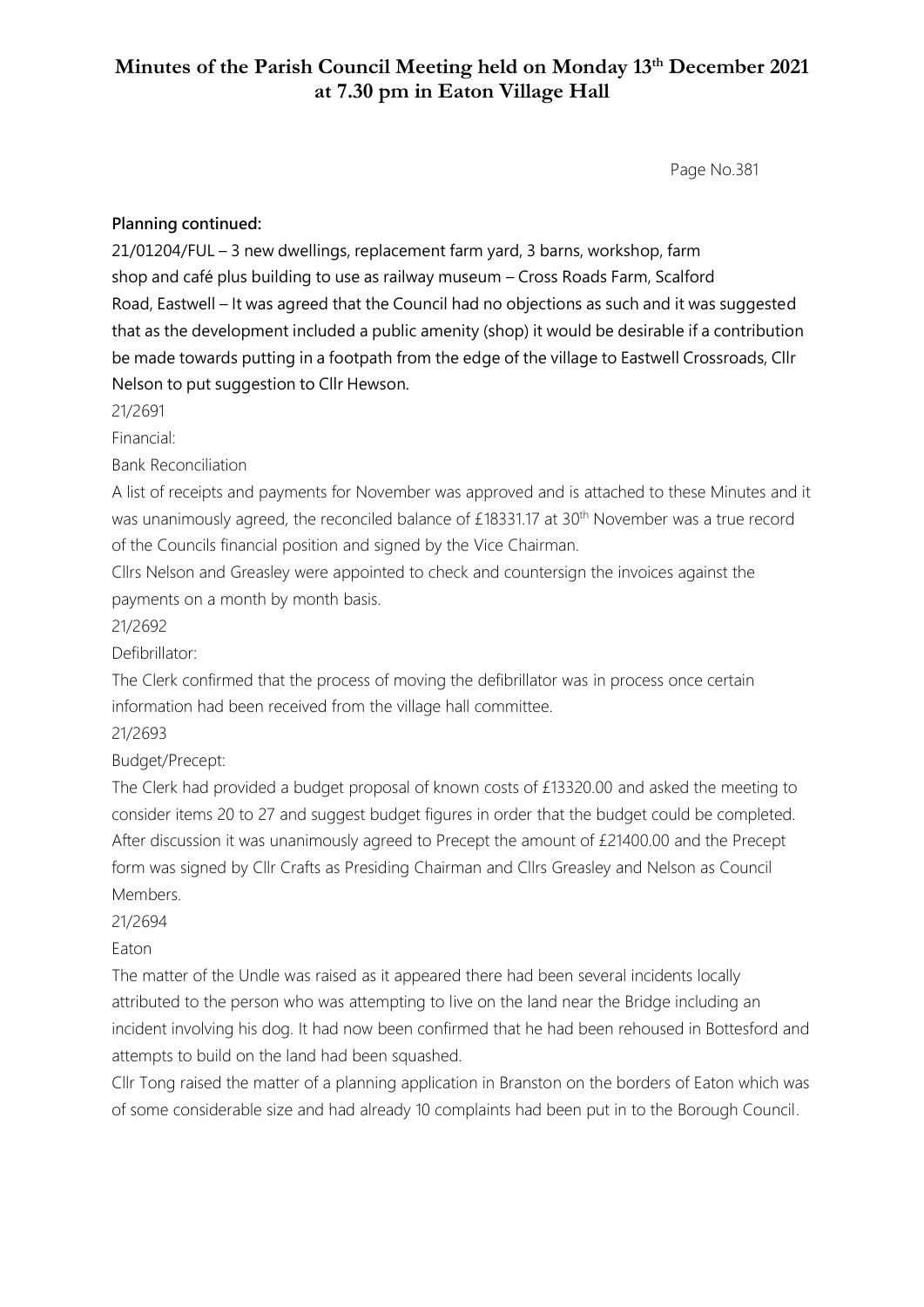# Minutes of the Parish Council Meeting held on Monday 13th December 2021 at 7.30 pm in Eaton Village Hall

**Planning continued:**

21/01204/FUL – 3 new dwellings, replacement farm yard, 3 barns, workshop, farm shop and café plus building to use as railway museum – Cross Roads Farm, Scalford Road, Eastwell – It was agreed that the Council had no objections as such and it was suggested that as the development included a public amenity (shop) it would be desirable if a contribution be made towards putting in a footpath from the edge of the village to Eastwell Crossroads, Cllr Nelson to put suggestion to Cllr Hewson.

21/2691

Financial:

Bank Reconciliation

A list of receipts and payments for November was approved and is attached to these Minutes and it was unanimously agreed, the reconciled balance of £18331.17 at 30th November was a true record of the Councils financial position and signed by the Vice Chairman.

Cllrs Nelson and Greasley were appointed to check and countersign the invoices against the payments on a month by month basis.

21/2692

Defibrillator:

The Clerk confirmed that the process of moving the defibrillator was in process once certain information had been received from the village hall committee.

21/2693

Budget/Precept:

The Clerk had provided a budget proposal of known costs of £13320.00 and asked the meeting to consider items 20 to 27 and suggest budget figures in order that the budget could be completed. After discussion it was unanimously agreed to Precept the amount of £21400.00 and the Precept form was signed by Cllr Crafts as Presiding Chairman and Cllrs Greasley and Nelson as Council Members.

21/2694

Eaton

The matter of the Undle was raised as it appeared there had been several incidents locally attributed to the person who was attempting to live on the land near the Bridge including an incident involving his dog. It had now been confirmed that he had been rehoused in Bottesford and attempts to build on the land had been squashed.

Cllr Tong raised the matter of a planning application in Branston on the borders of Eaton which was of some considerable size and had already 10 complaints had been put in to the Borough Council.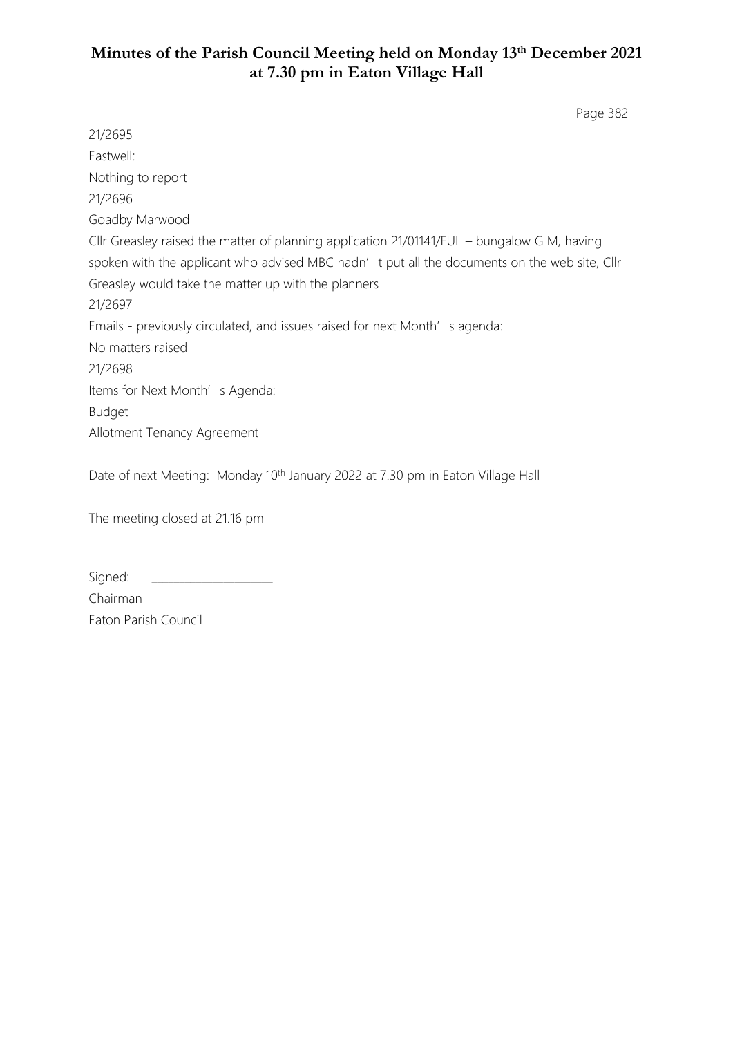# Minutes of the Parish Council Meeting held on Monday 13th December 2021 at 7.30 pm in Eaton Village Hall

21/2695

Eastwell:

Nothing to report

21/2696

Goadby Marwood

Cllr Greasley raised the matter of planning application 21/01141/FUL – bungalow G M, having spoken with the applicant who advised MBC hadn't put all the documents on the web site, Cllr Greasley would take the matter up with the planners

21/2697

Emails - previously circulated, and issues raised for next Month's agenda:

No matters raised

21/2698

Items for Next Month's Agenda:

Budget

Allotment Tenancy Agreement

Date of next Meeting: Monday 10th January 2022 at 7.30 pm in Eaton Village Hall

The meeting closed at 21.16 pm

Signed: ____________________

Chairman

Eaton Parish Council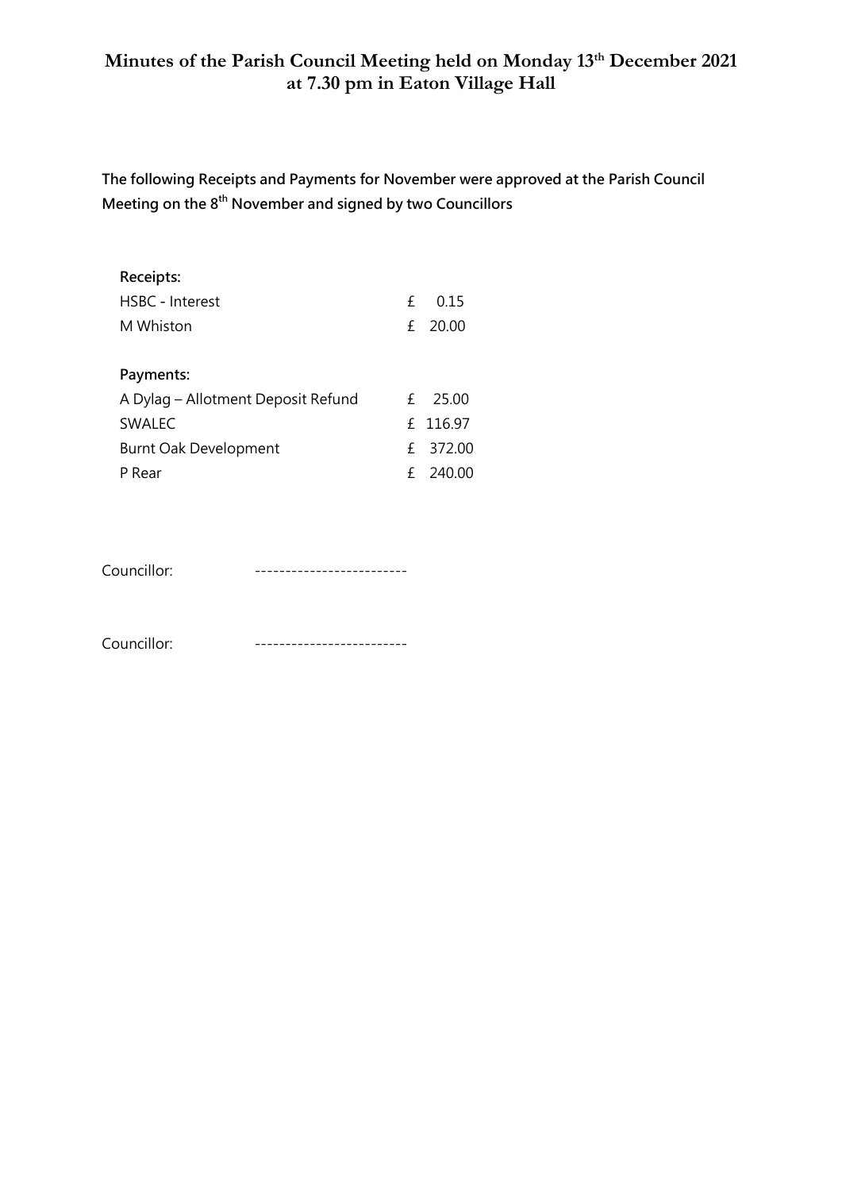# Minutes of the Parish Council Meeting held on Monday 13th December 2021 at 7.30 pm in Eaton Village Hall

**The following Receipts and Payments for November were approved at the Parish Council Meeting on the 8th November and signed by two Councillors**

| | | |
|---|---|---|
| **Receipts:** | | |
| HSBC - Interest | £ | 0.15 |
| M Whiston | £ | 20.00 |
| | | |
| **Payments:** | | |
| A Dylag – Allotment Deposit Refund | £ | 25.00 |
| SWALEC | £ | 116.97 |
| Burnt Oak Development | £ | 372.00 |
| P Rear | £ | 240.00 |

Councillor: -------------------------

Councillor: -------------------------